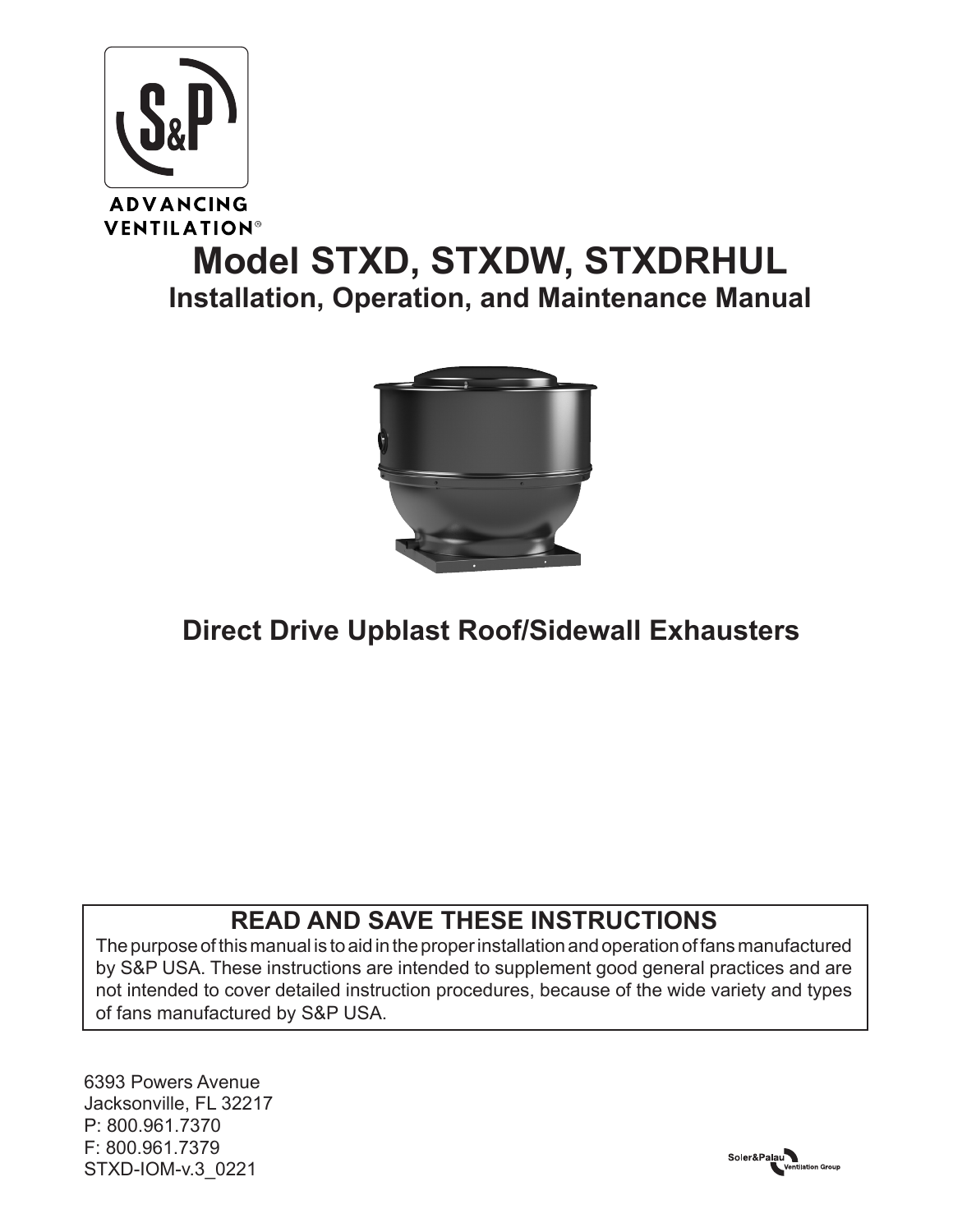ADVANCING VENTILATION®

# Model STXD, STXDW, STXDRHUL

## Installation, Operation, and Maintenance Manual

## Direct Drive Upblast Roof/Sidewall Exhausters

### READ AND SAVE THESE INSTRUCTIONS

The purpose of this manual is to aid in the proper installation and operation of fans manufactured by S&P USA. These instructions are intended to supplement good general practices and are not intended to cover detailed instruction procedures, because of the wide variety and types of fans manufactured by S&P USA.

6393 Powers Avenue
Jacksonville, FL 32217
P: 800.961.7370
F: 800.961.7379
STXD-IOM-v.3_0221

Soler&Palau Ventilation Group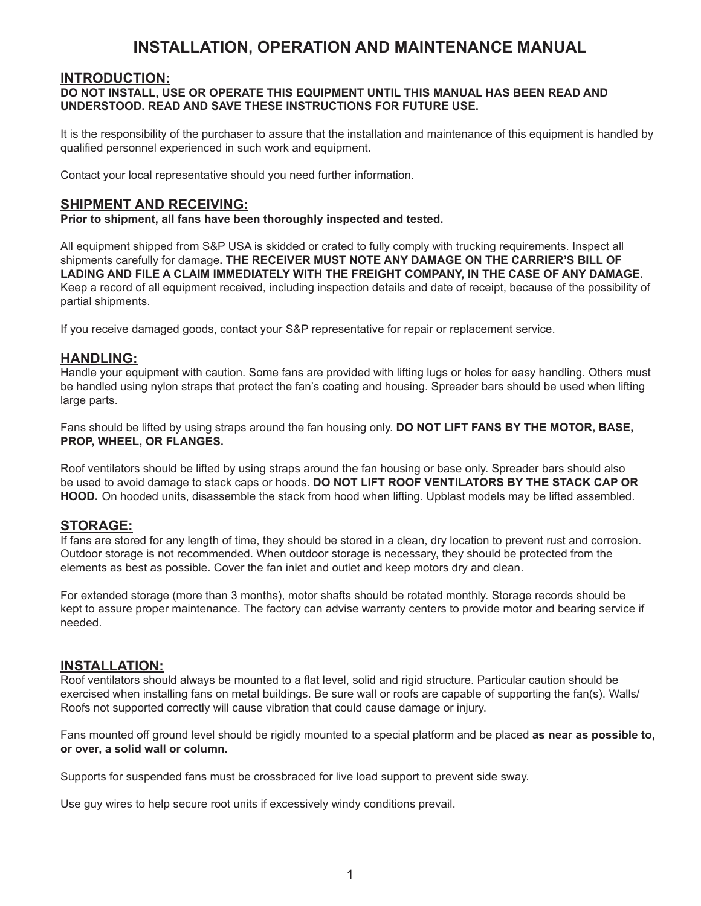# INSTALLATION, OPERATION AND MAINTENANCE MANUAL

## INTRODUCTION:

**DO NOT INSTALL, USE OR OPERATE THIS EQUIPMENT UNTIL THIS MANUAL HAS BEEN READ AND UNDERSTOOD. READ AND SAVE THESE INSTRUCTIONS FOR FUTURE USE.**

It is the responsibility of the purchaser to assure that the installation and maintenance of this equipment is handled by qualified personnel experienced in such work and equipment.

Contact your local representative should you need further information.

## SHIPMENT AND RECEIVING:

**Prior to shipment, all fans have been thoroughly inspected and tested.**

All equipment shipped from S&P USA is skidded or crated to fully comply with trucking requirements. Inspect all shipments carefully for damage**. THE RECEIVER MUST NOTE ANY DAMAGE ON THE CARRIER'S BILL OF LADING AND FILE A CLAIM IMMEDIATELY WITH THE FREIGHT COMPANY, IN THE CASE OF ANY DAMAGE.** Keep a record of all equipment received, including inspection details and date of receipt, because of the possibility of partial shipments.

If you receive damaged goods, contact your S&P representative for repair or replacement service.

## HANDLING:

Handle your equipment with caution. Some fans are provided with lifting lugs or holes for easy handling. Others must be handled using nylon straps that protect the fan's coating and housing. Spreader bars should be used when lifting large parts.

Fans should be lifted by using straps around the fan housing only. **DO NOT LIFT FANS BY THE MOTOR, BASE, PROP, WHEEL, OR FLANGES.**

Roof ventilators should be lifted by using straps around the fan housing or base only. Spreader bars should also be used to avoid damage to stack caps or hoods. **DO NOT LIFT ROOF VENTILATORS BY THE STACK CAP OR HOOD.** On hooded units, disassemble the stack from hood when lifting. Upblast models may be lifted assembled.

## STORAGE:

If fans are stored for any length of time, they should be stored in a clean, dry location to prevent rust and corrosion. Outdoor storage is not recommended. When outdoor storage is necessary, they should be protected from the elements as best as possible. Cover the fan inlet and outlet and keep motors dry and clean.

For extended storage (more than 3 months), motor shafts should be rotated monthly. Storage records should be kept to assure proper maintenance. The factory can advise warranty centers to provide motor and bearing service if needed.

## INSTALLATION:

Roof ventilators should always be mounted to a flat level, solid and rigid structure. Particular caution should be exercised when installing fans on metal buildings. Be sure wall or roofs are capable of supporting the fan(s). Walls/Roofs not supported correctly will cause vibration that could cause damage or injury.

Fans mounted off ground level should be rigidly mounted to a special platform and be placed **as near as possible to, or over, a solid wall or column.**

Supports for suspended fans must be crossbraced for live load support to prevent side sway.

Use guy wires to help secure root units if excessively windy conditions prevail.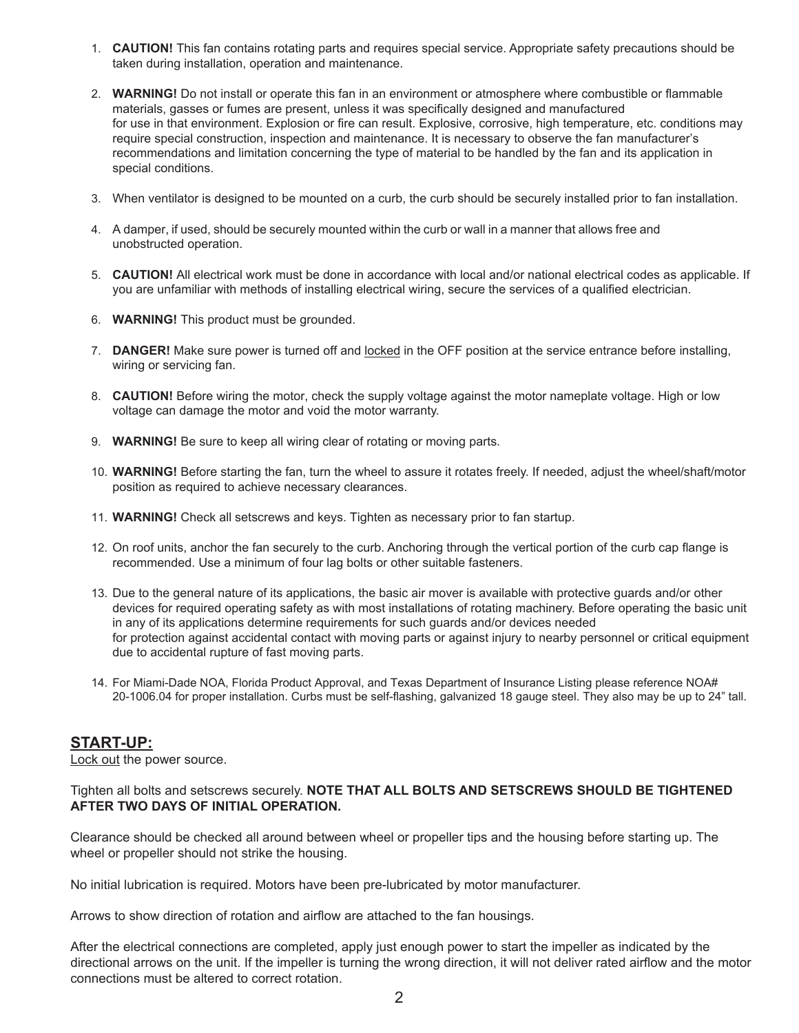1. **CAUTION!** This fan contains rotating parts and requires special service. Appropriate safety precautions should be taken during installation, operation and maintenance.

2. **WARNING!** Do not install or operate this fan in an environment or atmosphere where combustible or flammable materials, gasses or fumes are present, unless it was specifically designed and manufactured for use in that environment. Explosion or fire can result. Explosive, corrosive, high temperature, etc. conditions may require special construction, inspection and maintenance. It is necessary to observe the fan manufacturer's recommendations and limitation concerning the type of material to be handled by the fan and its application in special conditions.

3. When ventilator is designed to be mounted on a curb, the curb should be securely installed prior to fan installation.

4. A damper, if used, should be securely mounted within the curb or wall in a manner that allows free and unobstructed operation.

5. **CAUTION!** All electrical work must be done in accordance with local and/or national electrical codes as applicable. If you are unfamiliar with methods of installing electrical wiring, secure the services of a qualified electrician.

6. **WARNING!** This product must be grounded.

7. **DANGER!** Make sure power is turned off and locked in the OFF position at the service entrance before installing, wiring or servicing fan.

8. **CAUTION!** Before wiring the motor, check the supply voltage against the motor nameplate voltage. High or low voltage can damage the motor and void the motor warranty.

9. **WARNING!** Be sure to keep all wiring clear of rotating or moving parts.

10. **WARNING!** Before starting the fan, turn the wheel to assure it rotates freely. If needed, adjust the wheel/shaft/motor position as required to achieve necessary clearances.

11. **WARNING!** Check all setscrews and keys. Tighten as necessary prior to fan startup.

12. On roof units, anchor the fan securely to the curb. Anchoring through the vertical portion of the curb cap flange is recommended. Use a minimum of four lag bolts or other suitable fasteners.

13. Due to the general nature of its applications, the basic air mover is available with protective guards and/or other devices for required operating safety as with most installations of rotating machinery. Before operating the basic unit in any of its applications determine requirements for such guards and/or devices needed for protection against accidental contact with moving parts or against injury to nearby personnel or critical equipment due to accidental rupture of fast moving parts.

14. For Miami-Dade NOA, Florida Product Approval, and Texas Department of Insurance Listing please reference NOA# 20-1006.04 for proper installation. Curbs must be self-flashing, galvanized 18 gauge steel. They also may be up to 24" tall.

## START-UP:

Lock out the power source.

Tighten all bolts and setscrews securely. **NOTE THAT ALL BOLTS AND SETSCREWS SHOULD BE TIGHTENED AFTER TWO DAYS OF INITIAL OPERATION.**

Clearance should be checked all around between wheel or propeller tips and the housing before starting up. The wheel or propeller should not strike the housing.

No initial lubrication is required. Motors have been pre-lubricated by motor manufacturer.

Arrows to show direction of rotation and airflow are attached to the fan housings.

After the electrical connections are completed, apply just enough power to start the impeller as indicated by the directional arrows on the unit. If the impeller is turning the wrong direction, it will not deliver rated airflow and the motor connections must be altered to correct rotation.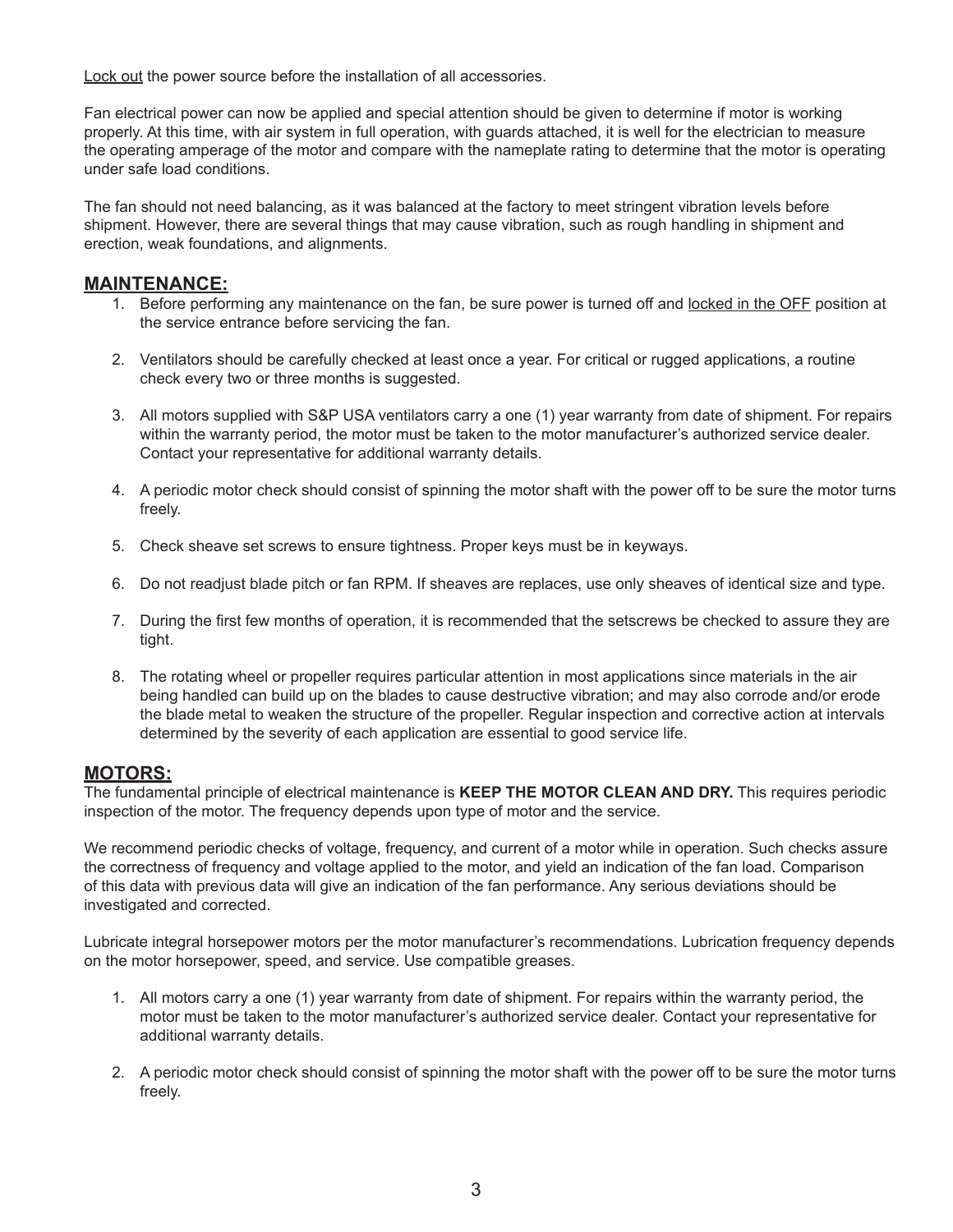Lock out the power source before the installation of all accessories.

Fan electrical power can now be applied and special attention should be given to determine if motor is working properly. At this time, with air system in full operation, with guards attached, it is well for the electrician to measure the operating amperage of the motor and compare with the nameplate rating to determine that the motor is operating under safe load conditions.

The fan should not need balancing, as it was balanced at the factory to meet stringent vibration levels before shipment. However, there are several things that may cause vibration, such as rough handling in shipment and erection, weak foundations, and alignments.

## MAINTENANCE:

1. Before performing any maintenance on the fan, be sure power is turned off and locked in the OFF position at the service entrance before servicing the fan.

2. Ventilators should be carefully checked at least once a year. For critical or rugged applications, a routine check every two or three months is suggested.

3. All motors supplied with S&P USA ventilators carry a one (1) year warranty from date of shipment. For repairs within the warranty period, the motor must be taken to the motor manufacturer's authorized service dealer. Contact your representative for additional warranty details.

4. A periodic motor check should consist of spinning the motor shaft with the power off to be sure the motor turns freely.

5. Check sheave set screws to ensure tightness. Proper keys must be in keyways.

6. Do not readjust blade pitch or fan RPM. If sheaves are replaces, use only sheaves of identical size and type.

7. During the first few months of operation, it is recommended that the setscrews be checked to assure they are tight.

8. The rotating wheel or propeller requires particular attention in most applications since materials in the air being handled can build up on the blades to cause destructive vibration; and may also corrode and/or erode the blade metal to weaken the structure of the propeller. Regular inspection and corrective action at intervals determined by the severity of each application are essential to good service life.

## MOTORS:

The fundamental principle of electrical maintenance is **KEEP THE MOTOR CLEAN AND DRY.** This requires periodic inspection of the motor. The frequency depends upon type of motor and the service.

We recommend periodic checks of voltage, frequency, and current of a motor while in operation. Such checks assure the correctness of frequency and voltage applied to the motor, and yield an indication of the fan load. Comparison of this data with previous data will give an indication of the fan performance. Any serious deviations should be investigated and corrected.

Lubricate integral horsepower motors per the motor manufacturer's recommendations. Lubrication frequency depends on the motor horsepower, speed, and service. Use compatible greases.

1. All motors carry a one (1) year warranty from date of shipment. For repairs within the warranty period, the motor must be taken to the motor manufacturer's authorized service dealer. Contact your representative for additional warranty details.

2. A periodic motor check should consist of spinning the motor shaft with the power off to be sure the motor turns freely.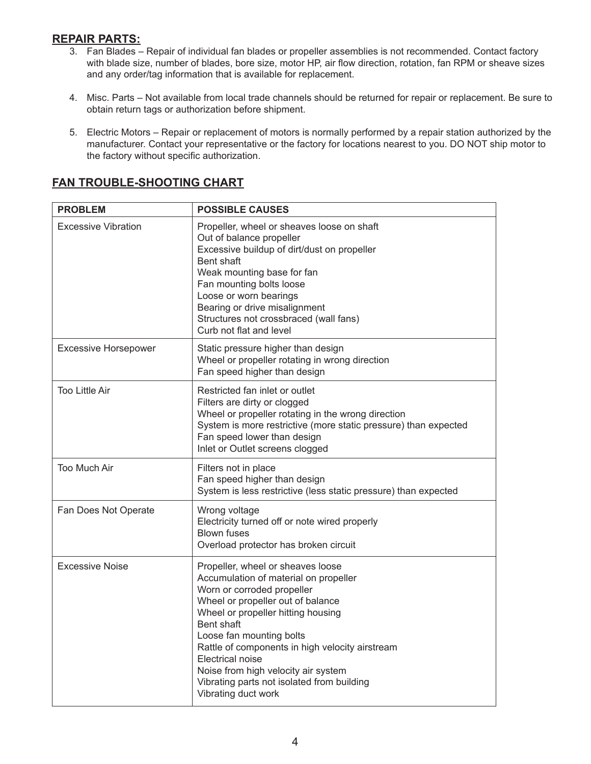## REPAIR PARTS:

3. Fan Blades – Repair of individual fan blades or propeller assemblies is not recommended. Contact factory with blade size, number of blades, bore size, motor HP, air flow direction, rotation, fan RPM or sheave sizes and any order/tag information that is available for replacement.

4. Misc. Parts – Not available from local trade channels should be returned for repair or replacement. Be sure to obtain return tags or authorization before shipment.

5. Electric Motors – Repair or replacement of motors is normally performed by a repair station authorized by the manufacturer. Contact your representative or the factory for locations nearest to you. DO NOT ship motor to the factory without specific authorization.

## FAN TROUBLE-SHOOTING CHART

| PROBLEM | POSSIBLE CAUSES |
|---|---|
| Excessive Vibration | Propeller, wheel or sheaves loose on shaft<br>Out of balance propeller<br>Excessive buildup of dirt/dust on propeller<br>Bent shaft<br>Weak mounting base for fan<br>Fan mounting bolts loose<br>Loose or worn bearings<br>Bearing or drive misalignment<br>Structures not crossbraced (wall fans)<br>Curb not flat and level |
| Excessive Horsepower | Static pressure higher than design<br>Wheel or propeller rotating in wrong direction<br>Fan speed higher than design |
| Too Little Air | Restricted fan inlet or outlet<br>Filters are dirty or clogged<br>Wheel or propeller rotating in the wrong direction<br>System is more restrictive (more static pressure) than expected<br>Fan speed lower than design<br>Inlet or Outlet screens clogged |
| Too Much Air | Filters not in place<br>Fan speed higher than design<br>System is less restrictive (less static pressure) than expected |
| Fan Does Not Operate | Wrong voltage<br>Electricity turned off or note wired properly<br>Blown fuses<br>Overload protector has broken circuit |
| Excessive Noise | Propeller, wheel or sheaves loose<br>Accumulation of material on propeller<br>Worn or corroded propeller<br>Wheel or propeller out of balance<br>Wheel or propeller hitting housing<br>Bent shaft<br>Loose fan mounting bolts<br>Rattle of components in high velocity airstream<br>Electrical noise<br>Noise from high velocity air system<br>Vibrating parts not isolated from building<br>Vibrating duct work |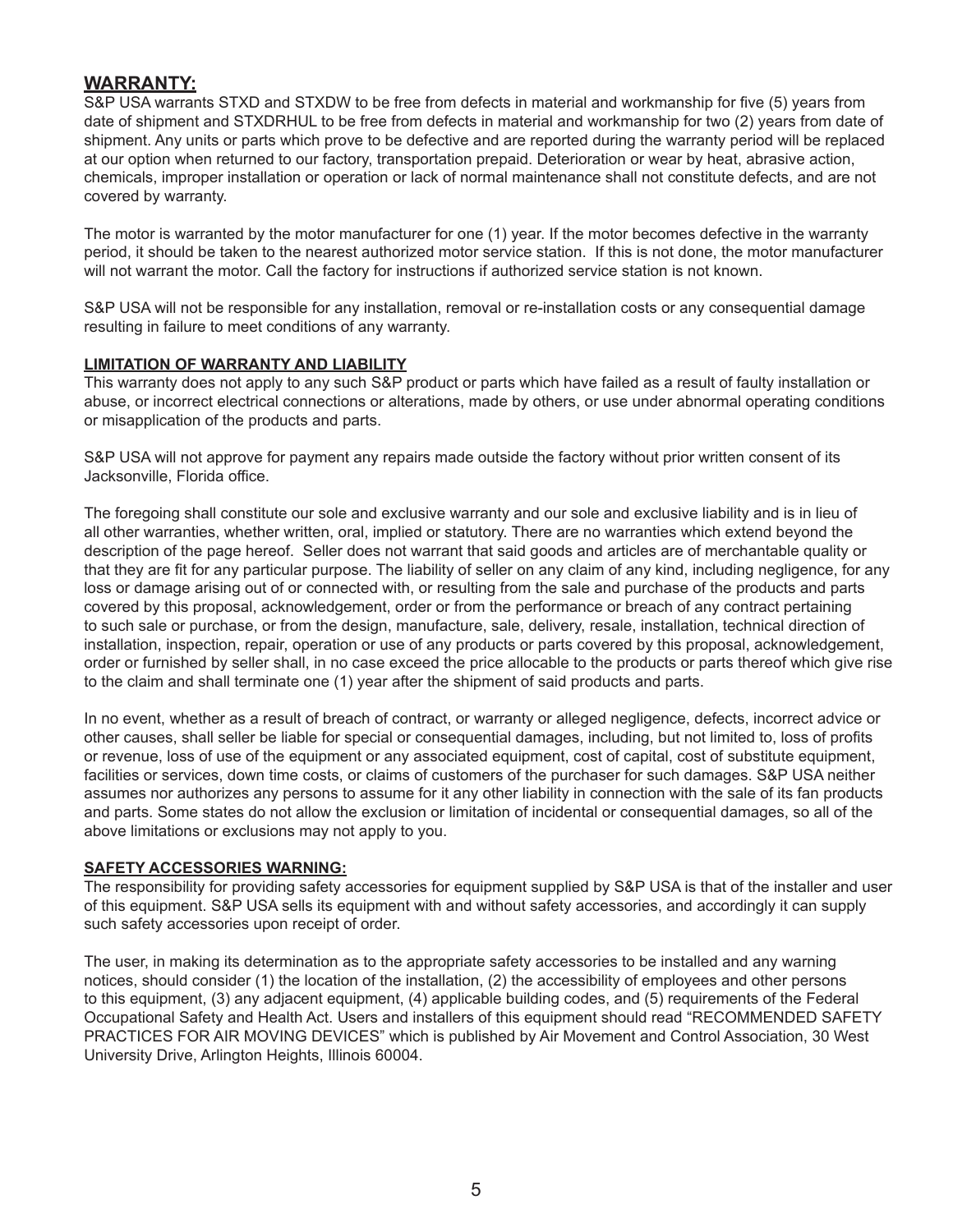## WARRANTY:

S&P USA warrants STXD and STXDW to be free from defects in material and workmanship for five (5) years from date of shipment and STXDRHUL to be free from defects in material and workmanship for two (2) years from date of shipment. Any units or parts which prove to be defective and are reported during the warranty period will be replaced at our option when returned to our factory, transportation prepaid. Deterioration or wear by heat, abrasive action, chemicals, improper installation or operation or lack of normal maintenance shall not constitute defects, and are not covered by warranty.

The motor is warranted by the motor manufacturer for one (1) year. If the motor becomes defective in the warranty period, it should be taken to the nearest authorized motor service station. If this is not done, the motor manufacturer will not warrant the motor. Call the factory for instructions if authorized service station is not known.

S&P USA will not be responsible for any installation, removal or re-installation costs or any consequential damage resulting in failure to meet conditions of any warranty.

### LIMITATION OF WARRANTY AND LIABILITY

This warranty does not apply to any such S&P product or parts which have failed as a result of faulty installation or abuse, or incorrect electrical connections or alterations, made by others, or use under abnormal operating conditions or misapplication of the products and parts.

S&P USA will not approve for payment any repairs made outside the factory without prior written consent of its Jacksonville, Florida office.

The foregoing shall constitute our sole and exclusive warranty and our sole and exclusive liability and is in lieu of all other warranties, whether written, oral, implied or statutory. There are no warranties which extend beyond the description of the page hereof. Seller does not warrant that said goods and articles are of merchantable quality or that they are fit for any particular purpose. The liability of seller on any claim of any kind, including negligence, for any loss or damage arising out of or connected with, or resulting from the sale and purchase of the products and parts covered by this proposal, acknowledgement, order or from the performance or breach of any contract pertaining to such sale or purchase, or from the design, manufacture, sale, delivery, resale, installation, technical direction of installation, inspection, repair, operation or use of any products or parts covered by this proposal, acknowledgement, order or furnished by seller shall, in no case exceed the price allocable to the products or parts thereof which give rise to the claim and shall terminate one (1) year after the shipment of said products and parts.

In no event, whether as a result of breach of contract, or warranty or alleged negligence, defects, incorrect advice or other causes, shall seller be liable for special or consequential damages, including, but not limited to, loss of profits or revenue, loss of use of the equipment or any associated equipment, cost of capital, cost of substitute equipment, facilities or services, down time costs, or claims of customers of the purchaser for such damages. S&P USA neither assumes nor authorizes any persons to assume for it any other liability in connection with the sale of its fan products and parts. Some states do not allow the exclusion or limitation of incidental or consequential damages, so all of the above limitations or exclusions may not apply to you.

### SAFETY ACCESSORIES WARNING:

The responsibility for providing safety accessories for equipment supplied by S&P USA is that of the installer and user of this equipment. S&P USA sells its equipment with and without safety accessories, and accordingly it can supply such safety accessories upon receipt of order.

The user, in making its determination as to the appropriate safety accessories to be installed and any warning notices, should consider (1) the location of the installation, (2) the accessibility of employees and other persons to this equipment, (3) any adjacent equipment, (4) applicable building codes, and (5) requirements of the Federal Occupational Safety and Health Act. Users and installers of this equipment should read "RECOMMENDED SAFETY PRACTICES FOR AIR MOVING DEVICES" which is published by Air Movement and Control Association, 30 West University Drive, Arlington Heights, Illinois 60004.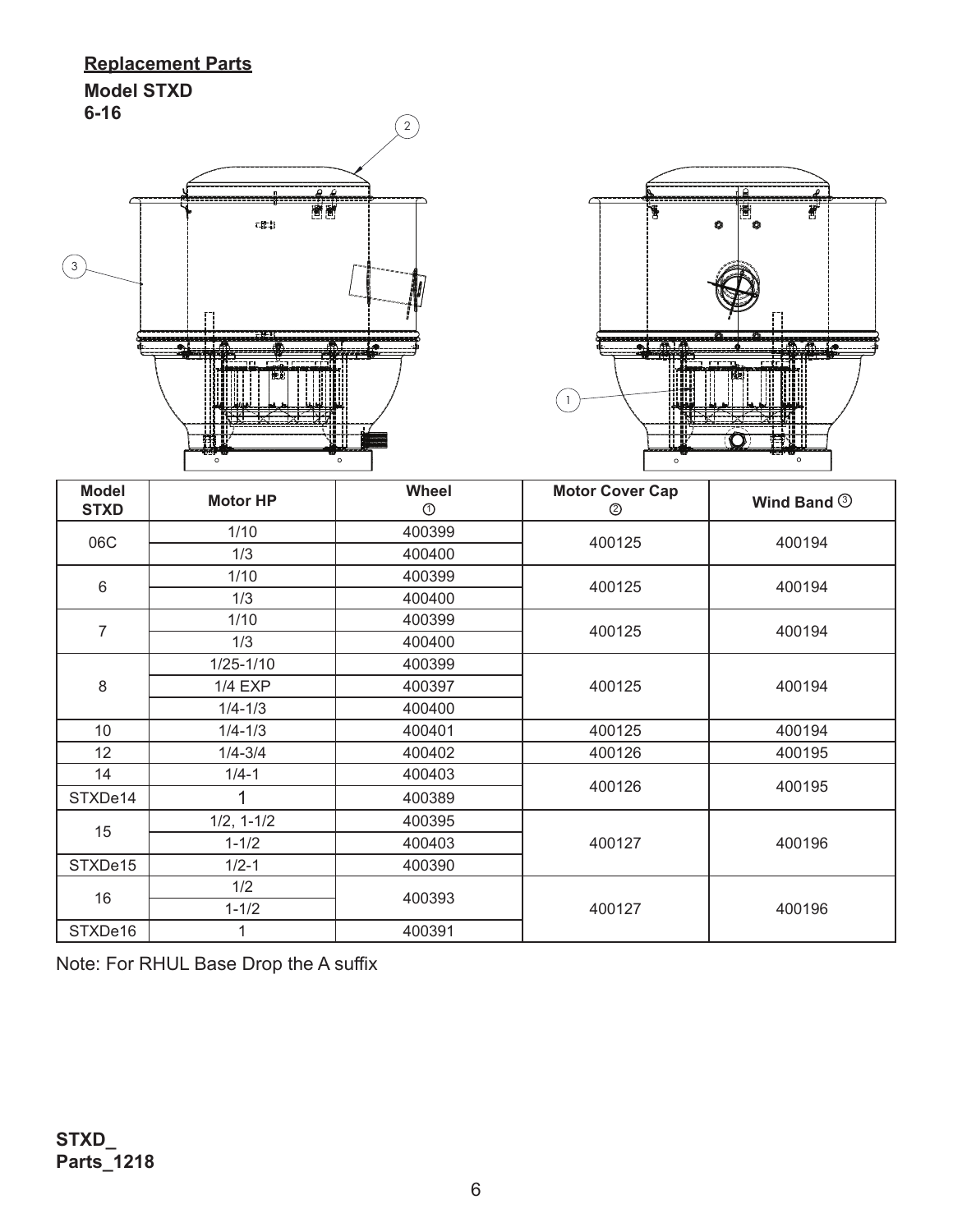**Replacement Parts**

**Model STXD**
**6-16**

| Model STXD | Motor HP | Wheel ① | Motor Cover Cap ② | Wind Band ③ |
|---|---|---|---|---|
| 06C | 1/10 | 400399 | 400125 | 400194 |
| | 1/3 | 400400 | | |
| 6 | 1/10 | 400399 | 400125 | 400194 |
| | 1/3 | 400400 | | |
| 7 | 1/10 | 400399 | 400125 | 400194 |
| | 1/3 | 400400 | | |
| 8 | 1/25-1/10 | 400399 | 400125 | 400194 |
| | 1/4 EXP | 400397 | | |
| | 1/4-1/3 | 400400 | | |
| 10 | 1/4-1/3 | 400401 | 400125 | 400194 |
| 12 | 1/4-3/4 | 400402 | 400126 | 400195 |
| 14 | 1/4-1 | 400403 | 400126 | 400195 |
| STXDe14 | 1 | 400389 | | |
| 15 | 1/2, 1-1/2 | 400395 | 400127 | 400196 |
| | 1-1/2 | 400403 | | |
| STXDe15 | 1/2-1 | 400390 | | |
| 16 | 1/2 | 400393 | 400127 | 400196 |
| | 1-1/2 | | | |
| STXDe16 | 1 | 400391 | | |

Note: For RHUL Base Drop the A suffix

**STXD_**
**Parts_1218**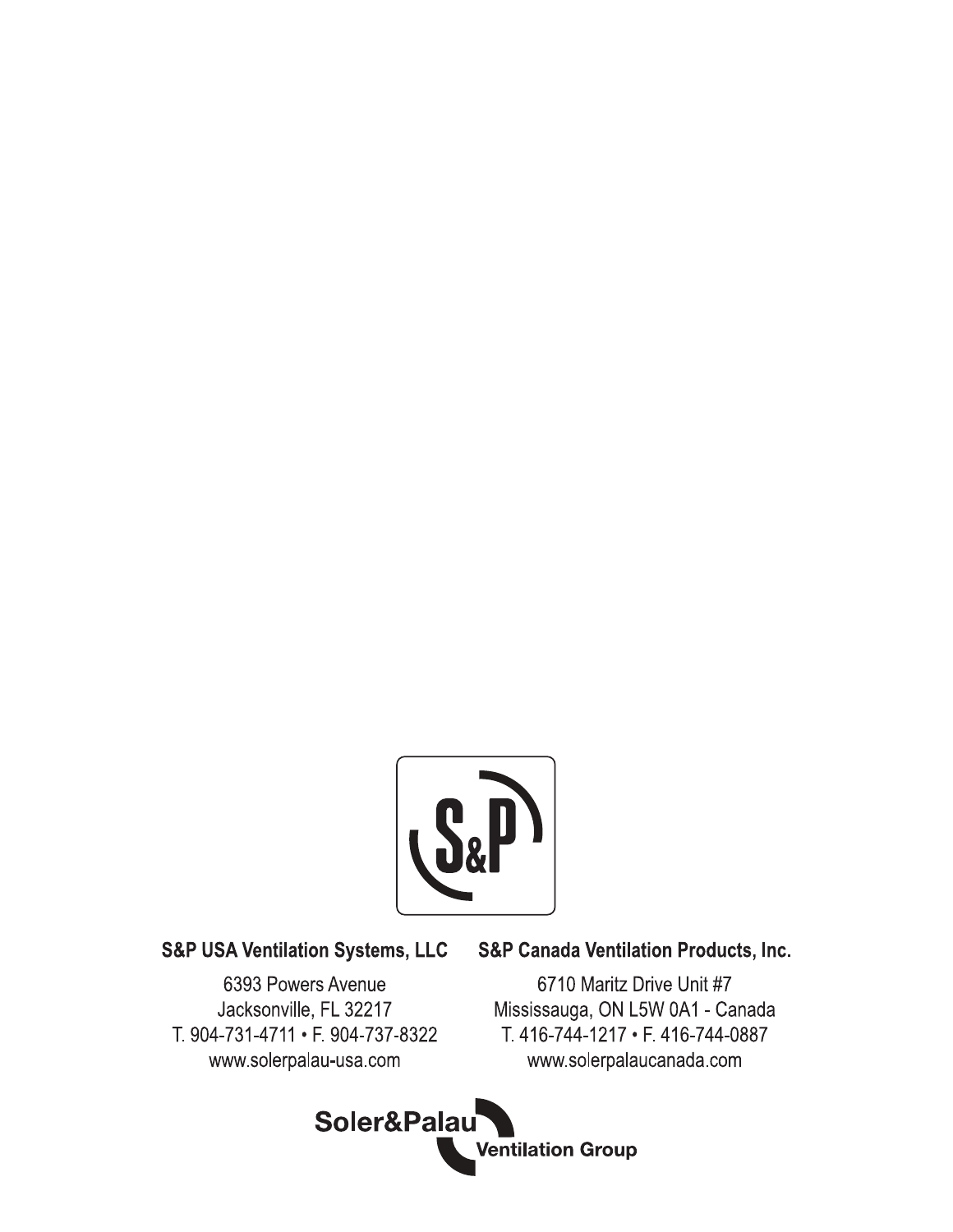**S&P USA Ventilation Systems, LLC**

6393 Powers Avenue
Jacksonville, FL 32217
T. 904-731-4711 • F. 904-737-8322
www.solerpalau-usa.com

**S&P Canada Ventilation Products, Inc.**

6710 Maritz Drive Unit #7
Mississauga, ON L5W 0A1 - Canada
T. 416-744-1217 • F. 416-744-0887
www.solerpalaucanada.com

Soler&Palau Ventilation Group